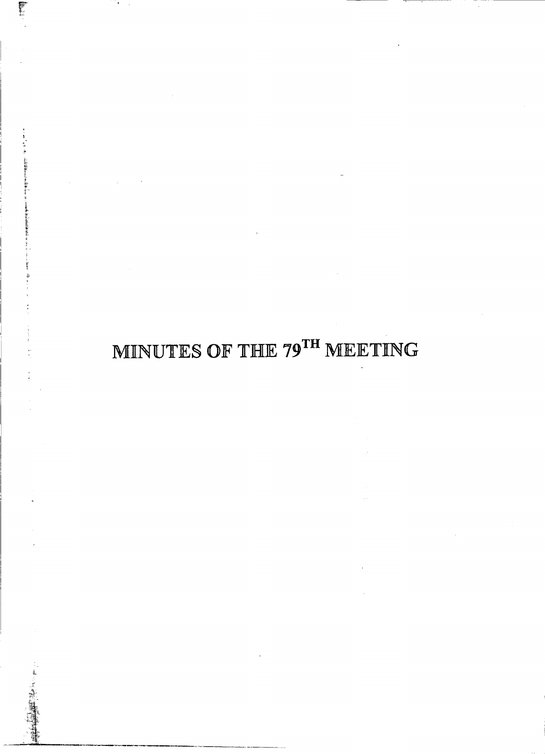# MINUTES OF THE 79$^{TH}$ MEETING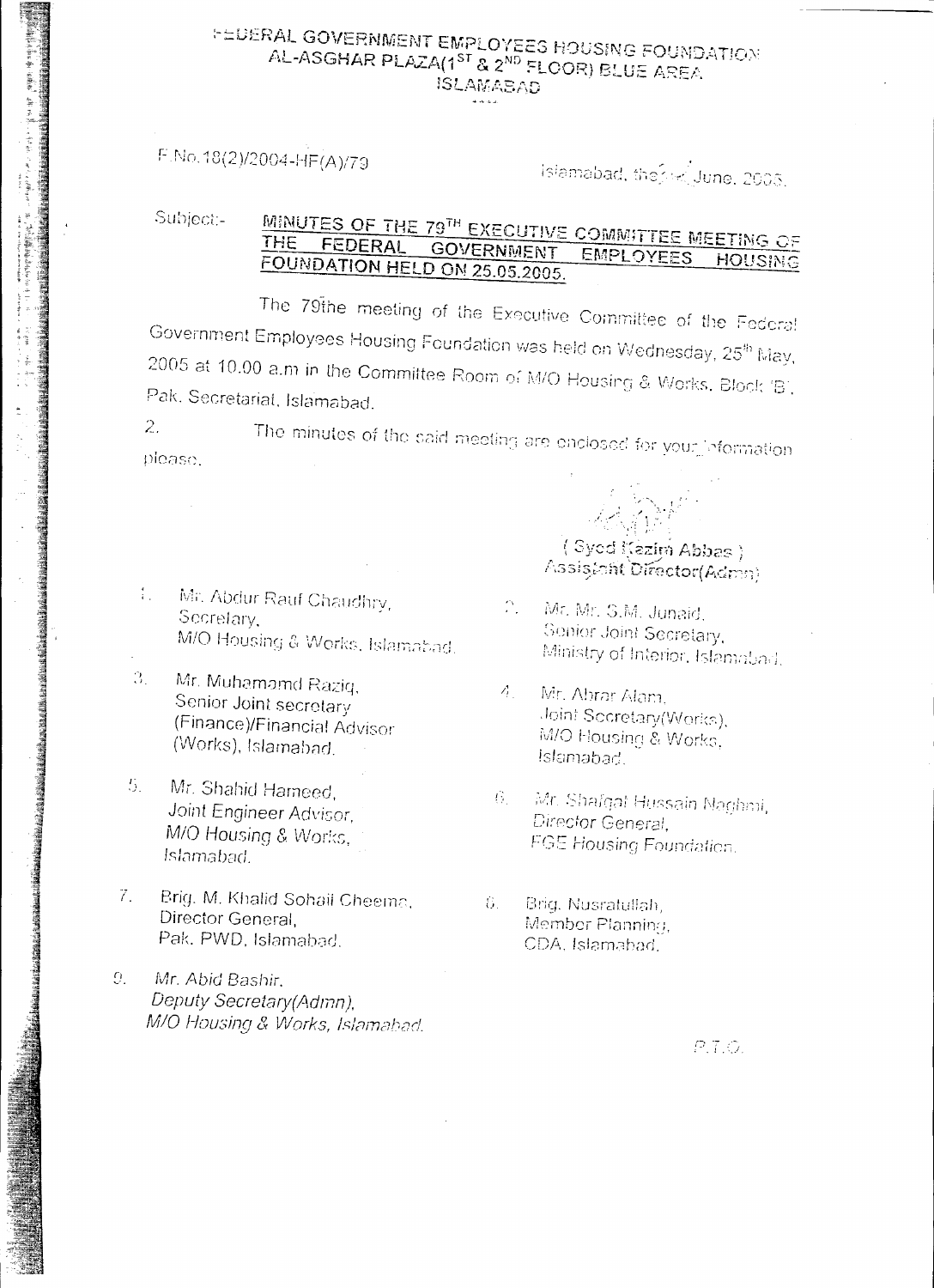# FEDERAL GOVERNMENT EMPLOYEES HOUSING FOUNDATION
## AL-ASGHAR PLAZA(1ST & 2ND FLOOR) BLUE AREA
## ISLAMABAD

F.No.18(2)/2004-HF(A)/79

Islamabad, the 2nd June, 2005.

Subject:- **MINUTES OF THE 79TH EXECUTIVE COMMITTEE MEETING OF THE FEDERAL GOVERNMENT EMPLOYEES HOUSING FOUNDATION HELD ON 25.05.2005.**

The 79the meeting of the Executive Committee of the Federal Government Employees Housing Foundation was held on Wednesday, 25th May, 2005 at 10.00 a.m in the Committee Room of M/O Housing & Works, Block 'B', Pak. Secretariat, Islamabad.

2. The minutes of the said meeting are enclosed for your information please.

( Syed Kazim Abbas )
Assistant Director(Admn)

1. Mr. Abdur Rauf Chaudhry,
   Secretary,
   M/O Housing & Works, Islamabad.

2. Mr. Mr. S.M. Junaid,
   Senior Joint Secretary,
   Ministry of Interior, Islamabad.

3. Mr. Muhamamd Raziq,
   Senior Joint secretary
   (Finance)/Financial Advisor
   (Works), Islamabad.

4. Mr. Abrar Alam,
   Joint Secretary(Works),
   M/O Housing & Works,
   Islamabad.

5. Mr. Shahid Hameed,
   Joint Engineer Advisor,
   M/O Housing & Works,
   Islamabad.

6. Mr. Shafqat Hussain Naghmi,
   Director General,
   FGE Housing Foundation.

7. Brig. M. Khalid Sohail Cheema,
   Director General,
   Pak. PWD, Islamabad.

8. Brig. Nusratullah,
   Member Planning,
   CDA, Islamabad.

9. Mr. Abid Bashir,
   Deputy Secretary(Admn),
   M/O Housing & Works, Islamabad.

P.T.O.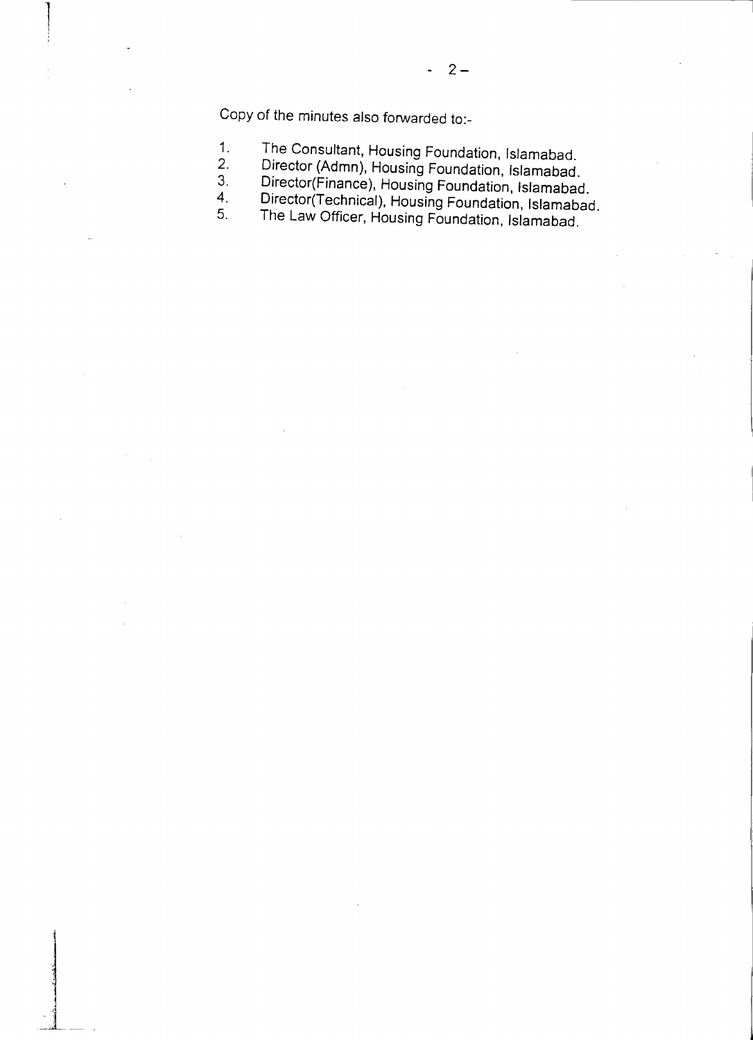Copy of the minutes also forwarded to:-

1. The Consultant, Housing Foundation, Islamabad.
2. Director (Admn), Housing Foundation, Islamabad.
3. Director(Finance), Housing Foundation, Islamabad.
4. Director(Technical), Housing Foundation, Islamabad.
5. The Law Officer, Housing Foundation, Islamabad.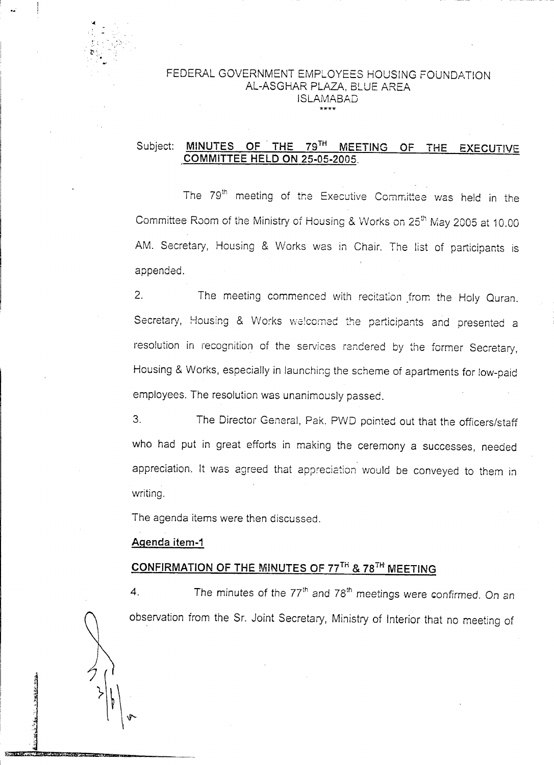FEDERAL GOVERNMENT EMPLOYEES HOUSING FOUNDATION
AL-ASGHAR PLAZA, BLUE AREA
ISLAMABAD

****

Subject: **MINUTES OF THE 79TH MEETING OF THE EXECUTIVE COMMITTEE HELD ON 25-05-2005.**

The 79th meeting of the Executive Committee was held in the Committee Room of the Ministry of Housing & Works on 25th May 2005 at 10.00 AM. Secretary, Housing & Works was in Chair. The list of participants is appended.

2. The meeting commenced with recitation from the Holy Quran. Secretary, Housing & Works welcomed the participants and presented a resolution in recognition of the services rendered by the former Secretary, Housing & Works, especially in launching the scheme of apartments for low-paid employees. The resolution was unanimously passed.

3. The Director General, Pak. PWD pointed out that the officers/staff who had put in great efforts in making the ceremony a successes, needed appreciation. It was agreed that appreciation would be conveyed to them in writing.

The agenda items were then discussed.

**Agenda item-1**

**CONFIRMATION OF THE MINUTES OF 77TH & 78TH MEETING**

4. The minutes of the 77th and 78th meetings were confirmed. On an observation from the Sr. Joint Secretary, Ministry of Interior that no meeting of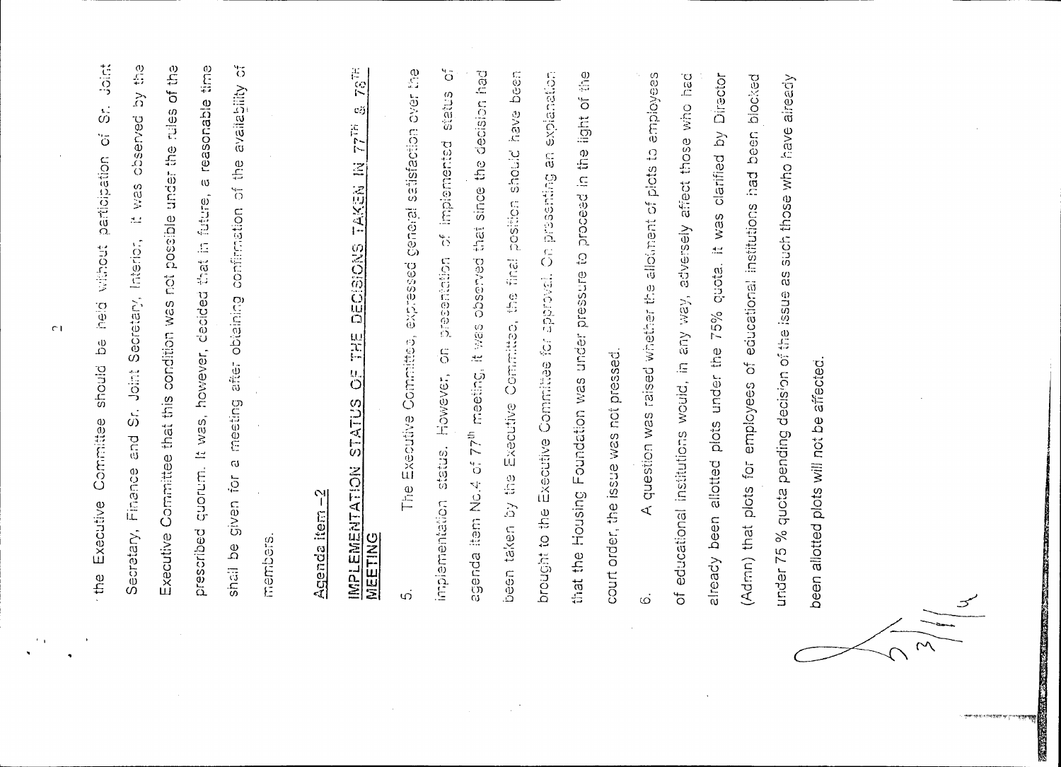the Executive Committee should be held without participation of Sr. Joint Secretary, Finance and Sr. Joint Secretary, Interior. It was observed by the Executive Committee that this condition was not possible under the rules of the prescribed quorum. It was, however, decided that in future, a reasonable time shall be given for a meeting after obtaining confirmation of the availability of members.

**Agenda item – 2**

**IMPLEMENTATION STATUS OF THE DECISIONS TAKEN IN 77TH & 78TH MEETING**

5. The Executive Committee, expressed general satisfaction over the implementation status. However, on presentation of implemented status of agenda item No.4 of 77th meeting, it was observed that since the decision had been taken by the Executive Committee, the final position should have been brought to the Executive Committee for approval. On presenting an explanation that the Housing Foundation was under pressure to proceed in the light of the court order, the issue was not pressed.

6. A question was raised whether the allotment of plots to employees of educational institutions would, in any way, adversely affect those who had already been allotted plots under the 75% quota. It was clarified by Director (Admn) that plots for employees of educational institutions had been blocked under 75 % quota pending decision of the issue as such those who have already been allotted plots will not be affected.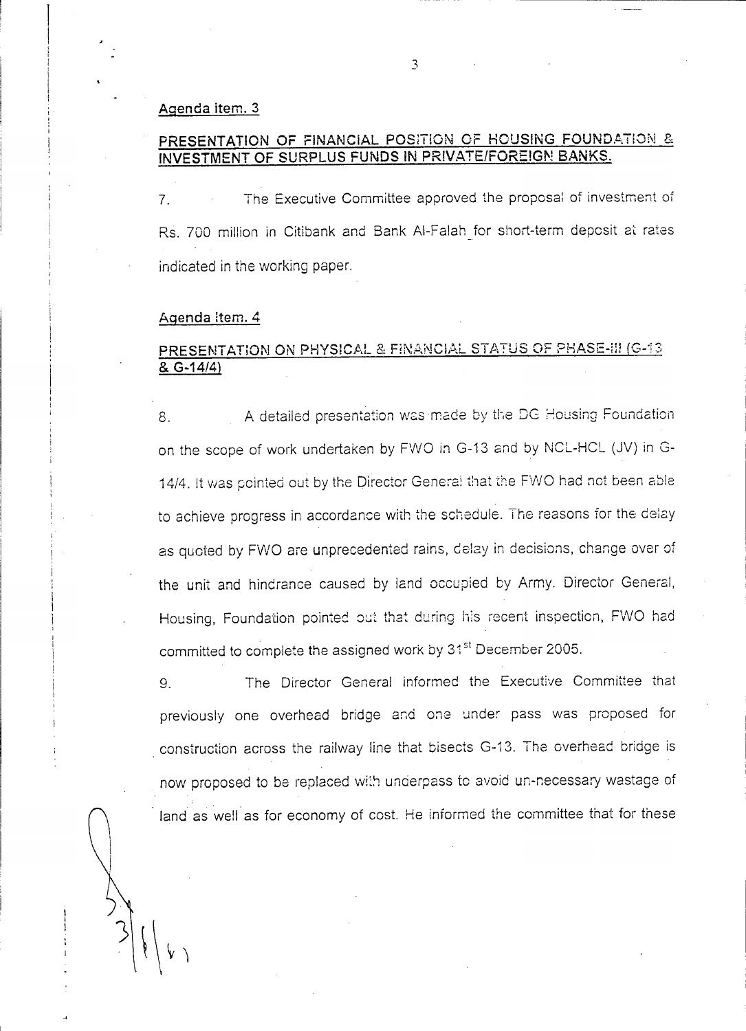Agenda item. 3

**PRESENTATION OF FINANCIAL POSITION OF HOUSING FOUNDATION & INVESTMENT OF SURPLUS FUNDS IN PRIVATE/FOREIGN BANKS.**

7. The Executive Committee approved the proposal of investment of Rs. 700 million in Citibank and Bank Al-Falah for short-term deposit at rates indicated in the working paper.

Agenda Item. 4

**PRESENTATION ON PHYSICAL & FINANCIAL STATUS OF PHASE-III (G-13 & G-14/4)**

8. A detailed presentation was made by the DG Housing Foundation on the scope of work undertaken by FWO in G-13 and by NCL-HCL (JV) in G-14/4. It was pointed out by the Director General that the FWO had not been able to achieve progress in accordance with the schedule. The reasons for the delay as quoted by FWO are unprecedented rains, delay in decisions, change over of the unit and hindrance caused by land occupied by Army. Director General, Housing, Foundation pointed out that during his recent inspection, FWO had committed to complete the assigned work by 31st December 2005.

9. The Director General informed the Executive Committee that previously one overhead bridge and one under pass was proposed for construction across the railway line that bisects G-13. The overhead bridge is now proposed to be replaced with underpass to avoid un-necessary wastage of land as well as for economy of cost. He informed the committee that for these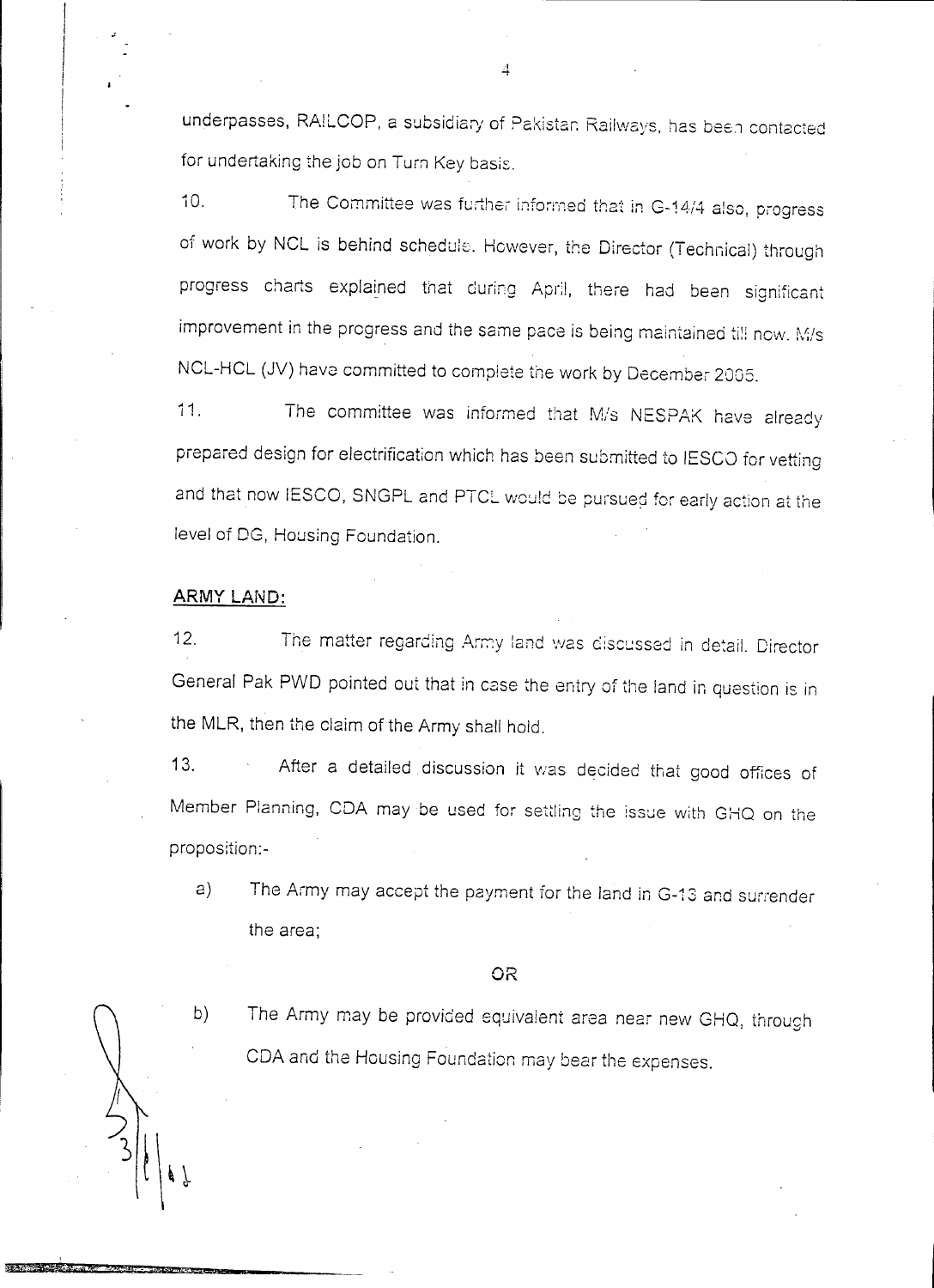underpasses, RAILCOP, a subsidiary of Pakistan Railways, has been contacted for undertaking the job on Turn Key basis.

10. The Committee was further informed that in G-14/4 also, progress of work by NCL is behind schedule. However, the Director (Technical) through progress charts explained that during April, there had been significant improvement in the progress and the same pace is being maintained till now. M/s NCL-HCL (JV) have committed to complete the work by December 2005.

11. The committee was informed that M/s NESPAK have already prepared design for electrification which has been submitted to IESCO for vetting and that now IESCO, SNGPL and PTCL would be pursued for early action at the level of DG, Housing Foundation.

**ARMY LAND:**

12. The matter regarding Army land was discussed in detail. Director General Pak PWD pointed out that in case the entry of the land in question is in the MLR, then the claim of the Army shall hold.

13. After a detailed discussion it was decided that good offices of Member Planning, CDA may be used for settling the issue with GHQ on the proposition:-

a) The Army may accept the payment for the land in G-13 and surrender the area;

OR

b) The Army may be provided equivalent area near new GHQ, through CDA and the Housing Foundation may bear the expenses.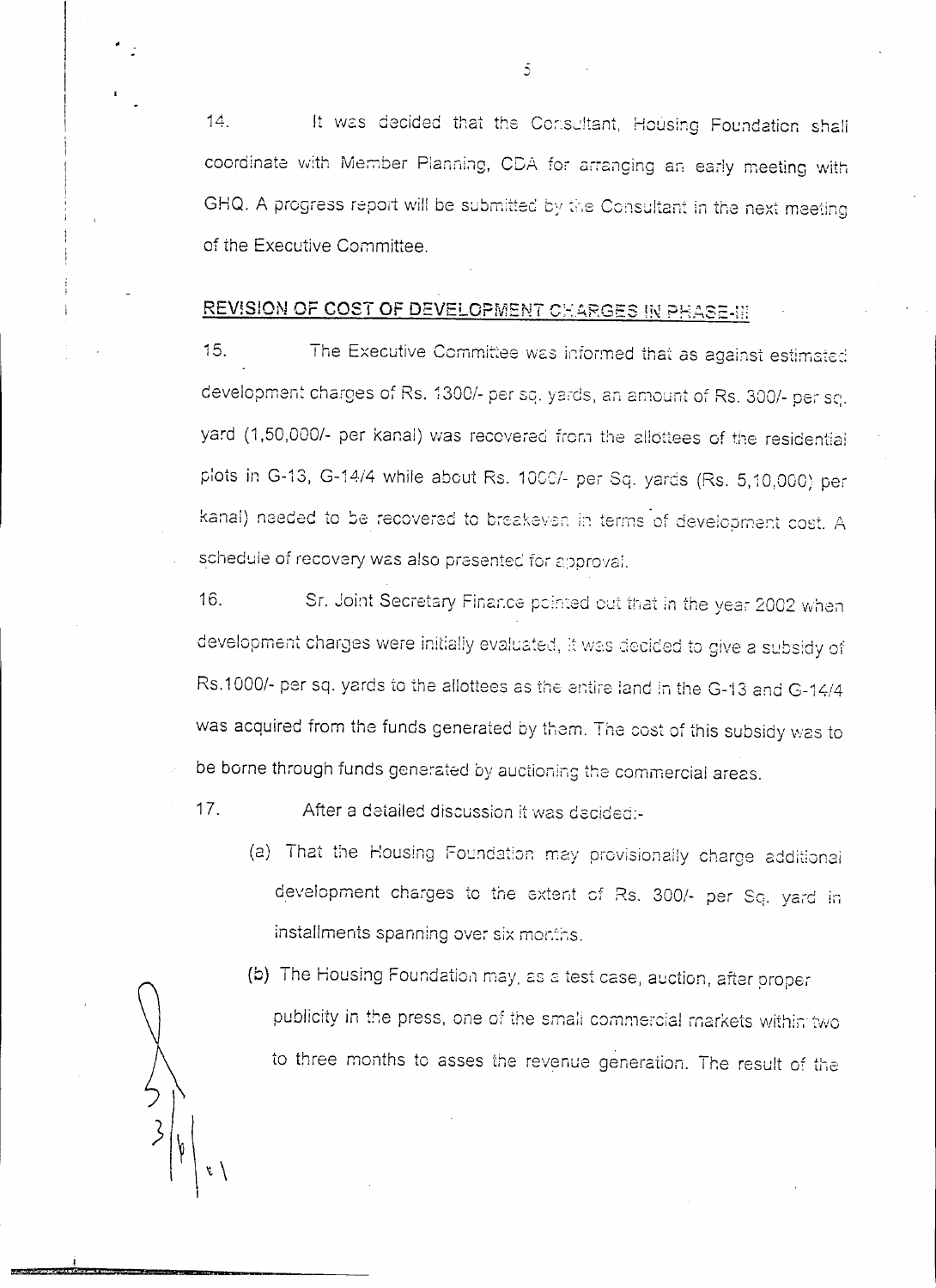14. It was decided that the Consultant, Housing Foundation shall coordinate with Member Planning, CDA for arranging an early meeting with GHQ. A progress report will be submitted by the Consultant in the next meeting of the Executive Committee.

## REVISION OF COST OF DEVELOPMENT CHARGES IN PHASE-III

15. The Executive Committee was informed that as against estimated development charges of Rs. 1300/- per sq. yards, an amount of Rs. 300/- per sq. yard (1,50,000/- per kanal) was recovered from the allottees of the residential plots in G-13, G-14/4 while about Rs. 1000/- per Sq. yards (Rs. 5,10,000) per kanal) needed to be recovered to breakeven in terms of development cost. A schedule of recovery was also presented for approval.

16. Sr. Joint Secretary Finance pointed out that in the year 2002 when development charges were initially evaluated, it was decided to give a subsidy of Rs.1000/- per sq. yards to the allottees as the entire land in the G-13 and G-14/4 was acquired from the funds generated by them. The cost of this subsidy was to be borne through funds generated by auctioning the commercial areas.

17. After a detailed discussion it was decided:-

(a) That the Housing Foundation may provisionally charge additional development charges to the extent of Rs. 300/- per Sq. yard in installments spanning over six months.

(b) The Housing Foundation may, as a test case, auction, after proper publicity in the press, one of the small commercial markets within two to three months to asses the revenue generation. The result of the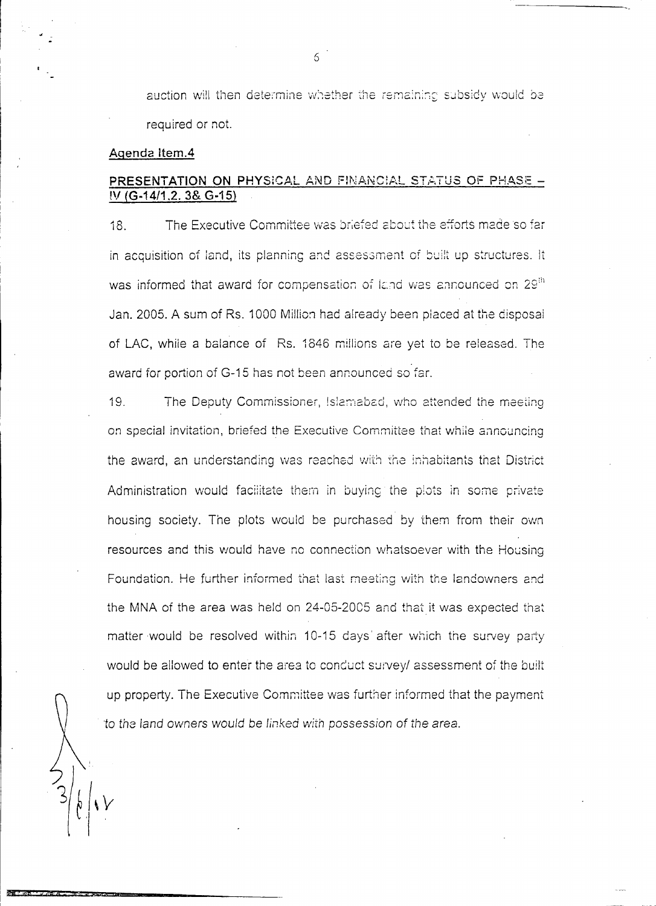auction will then determine whether the remaining subsidy would be required or not.

**Agenda Item.4**

**PRESENTATION ON PHYSICAL AND FINANCIAL STATUS OF PHASE – IV (G-14/1,2, 3& G-15)**

18. The Executive Committee was briefed about the efforts made so far in acquisition of land, its planning and assessment of built up structures. It was informed that award for compensation of land was announced on 29th Jan. 2005. A sum of Rs. 1000 Million had already been placed at the disposal of LAC, while a balance of Rs. 1846 millions are yet to be released. The award for portion of G-15 has not been announced so far.

19. The Deputy Commissioner, Islamabad, who attended the meeting on special invitation, briefed the Executive Committee that while announcing the award, an understanding was reached with the inhabitants that District Administration would facilitate them in buying the plots in some private housing society. The plots would be purchased by them from their own resources and this would have no connection whatsoever with the Housing Foundation. He further informed that last meeting with the landowners and the MNA of the area was held on 24-05-2005 and that it was expected that matter would be resolved within 10-15 days after which the survey party would be allowed to enter the area to conduct survey/ assessment of the built up property. The Executive Committee was further informed that the payment *to the land owners would be linked with possession of the area.*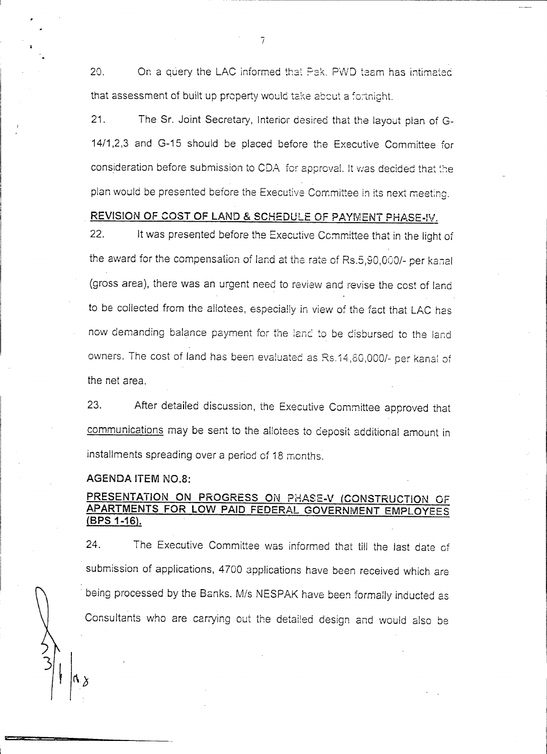20. On a query the LAC informed that Pak. PWD team has intimated that assessment of built up property would take about a fortnight.

21. The Sr. Joint Secretary, Interior desired that the layout plan of G-14/1,2,3 and G-15 should be placed before the Executive Committee for consideration before submission to CDA for approval. It was decided that the plan would be presented before the Executive Committee in its next meeting.

**REVISION OF COST OF LAND & SCHEDULE OF PAYMENT PHASE-IV.**

22. It was presented before the Executive Committee that in the light of the award for the compensation of land at the rate of Rs.5,90,000/- per kanal (gross area), there was an urgent need to review and revise the cost of land to be collected from the allotees, especially in view of the fact that LAC has now demanding balance payment for the land to be disbursed to the land owners. The cost of land has been evaluated as Rs.14,80,000/- per kanal of the net area.

23. After detailed discussion, the Executive Committee approved that communications may be sent to the allotees to deposit additional amount in installments spreading over a period of 18 months.

**AGENDA ITEM NO.8:**

**PRESENTATION ON PROGRESS ON PHASE-V (CONSTRUCTION OF APARTMENTS FOR LOW PAID FEDERAL GOVERNMENT EMPLOYEES (BPS 1-16).**

24. The Executive Committee was informed that till the last date of submission of applications, 4700 applications have been received which are being processed by the Banks. M/s NESPAK have been formally inducted as Consultants who are carrying out the detailed design and would also be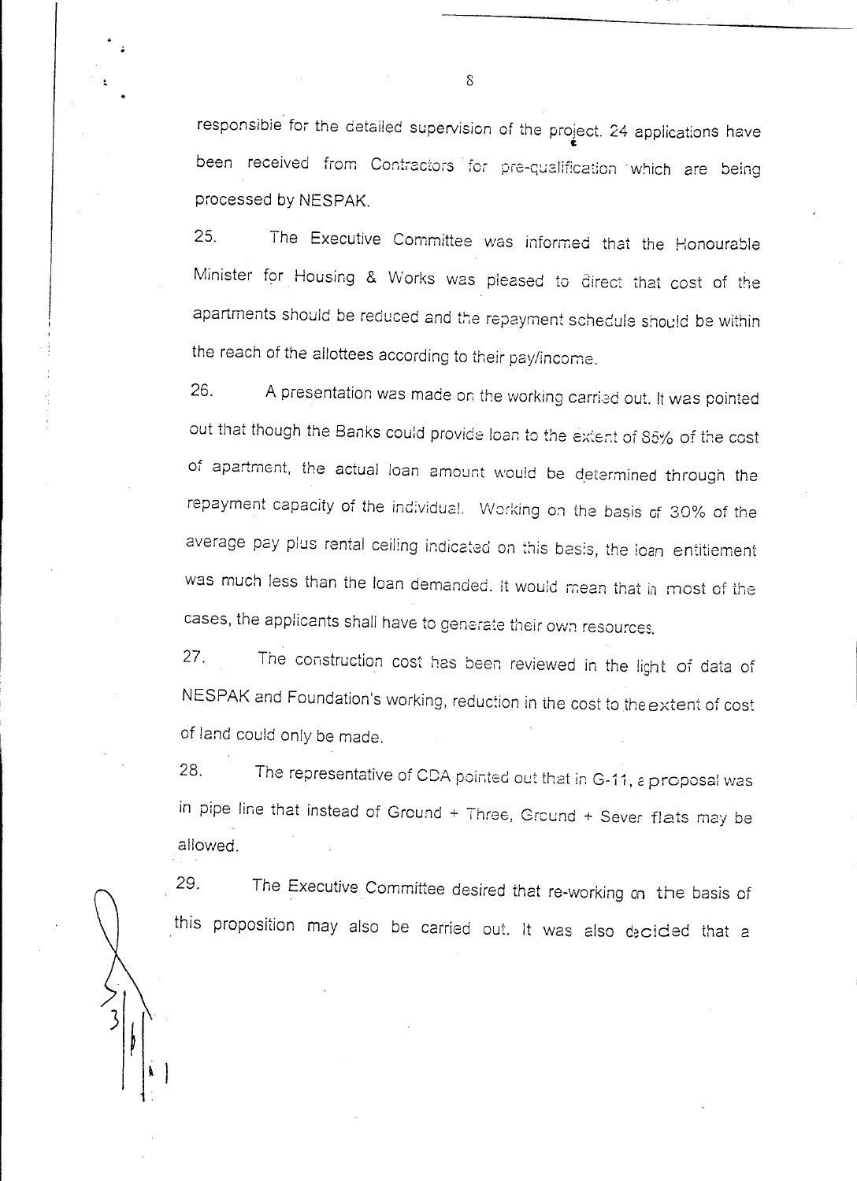responsible for the detailed supervision of the project. 24 applications have been received from Contractors for pre-qualification which are being processed by NESPAK.

25. The Executive Committee was informed that the Honourable Minister for Housing & Works was pleased to direct that cost of the apartments should be reduced and the repayment schedule should be within the reach of the allottees according to their pay/income.

26. A presentation was made on the working carried out. It was pointed out that though the Banks could provide loan to the extent of 85% of the cost of apartment, the actual loan amount would be determined through the repayment capacity of the individual. Working on the basis of 30% of the average pay plus rental ceiling indicated on this basis, the loan entitlement was much less than the loan demanded. It would mean that in most of the cases, the applicants shall have to generate their own resources.

27. The construction cost has been reviewed in the light of data of NESPAK and Foundation's working, reduction in the cost to the extent of cost of land could only be made.

28. The representative of CDA pointed out that in G-11, a proposal was in pipe line that instead of Ground + Three, Ground + Seven flats may be allowed.

29. The Executive Committee desired that re-working on the basis of this proposition may also be carried out. It was also decided that a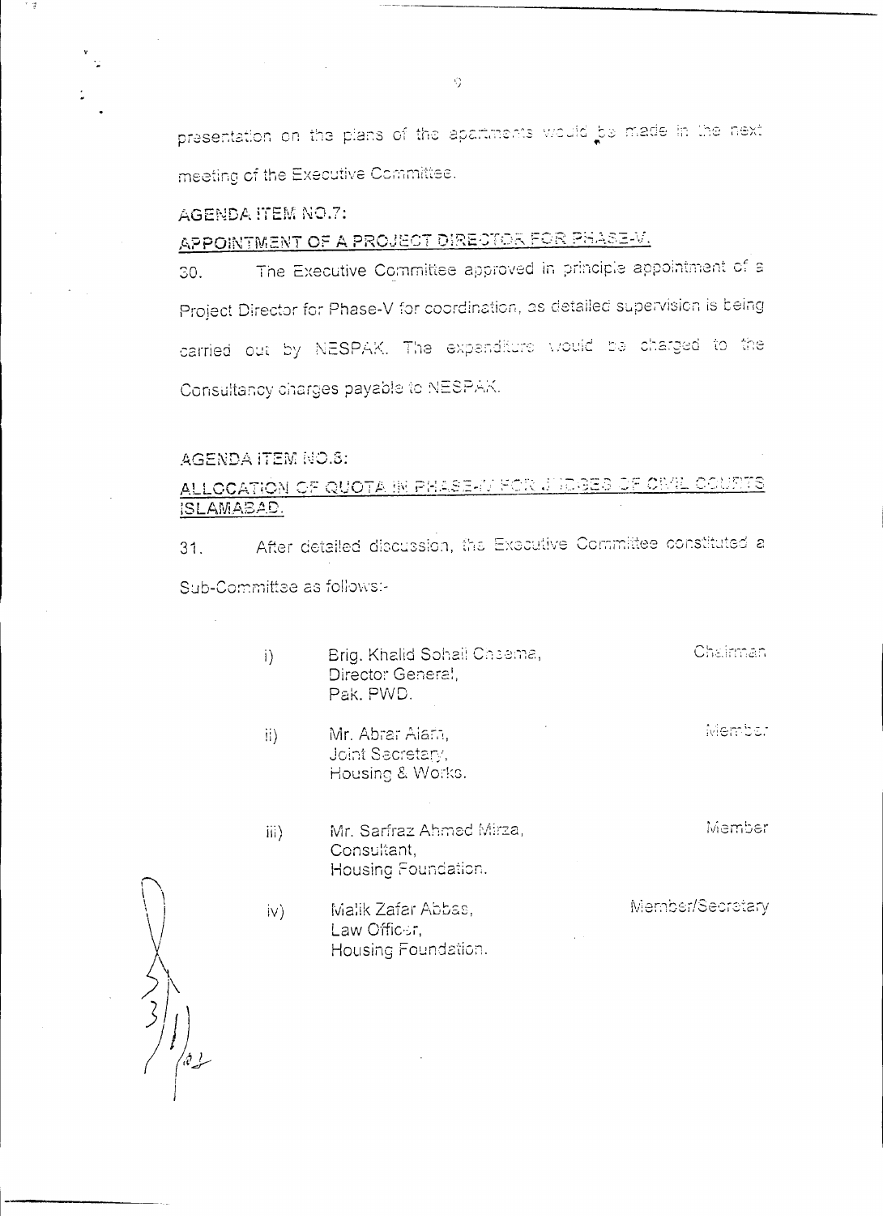presentation on the plans of the apartments would be made in the next meeting of the Executive Committee.

**AGENDA ITEM NO.7:**

**APPOINTMENT OF A PROJECT DIRECTOR FOR PHASE-V.**

30. The Executive Committee approved in principle appointment of a Project Director for Phase-V for coordination, as detailed supervision is being carried out by NESPAK. The expenditure would be charged to the Consultancy charges payable to NESPAK.

**AGENDA ITEM NO.8:**

**ALLOCATION OF QUOTA IN PHASE-V FOR JUDGES OF CIVIL COURTS ISLAMABAD.**

31. After detailed discussion, the Executive Committee constituted a Sub-Committee as follows:-

| | | |
|---|---|---|
| i) | Brig. Khalid Sohail Cheema, Director General, Pak. PWD. | Chairman |
| ii) | Mr. Abrar Alam, Joint Secretary, Housing & Works. | Member |
| iii) | Mr. Sarfraz Ahmed Mirza, Consultant, Housing Foundation. | Member |
| iv) | Malik Zafar Abbas, Law Officer, Housing Foundation. | Member/Secretary |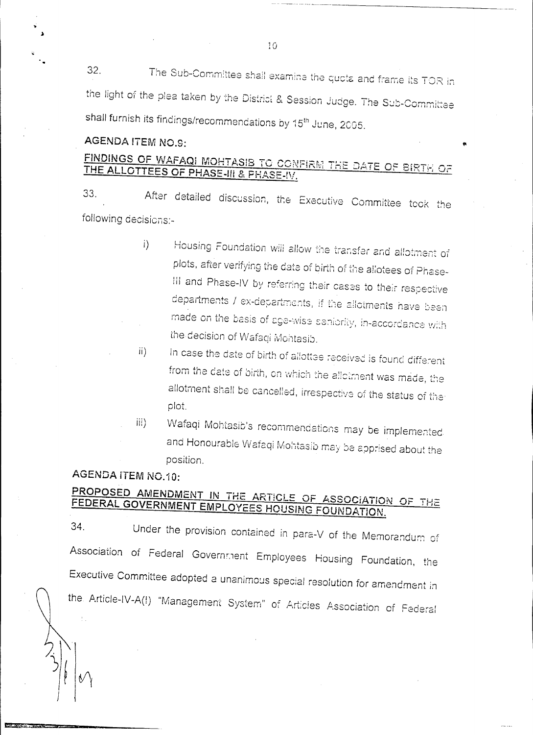32. The Sub-Committee shall examine the quota and frame its TOR in the light of the plea taken by the District & Session Judge. The Sub-Committee shall furnish its findings/recommendations by 15th June, 2005.

**AGENDA ITEM NO.9:**

**FINDINGS OF WAFAQI MOHTASIB TO CONFIRM THE DATE OF BIRTH OF THE ALLOTTEES OF PHASE-III & PHASE-IV.**

33. After detailed discussion, the Executive Committee took the following decisions:-

i) Housing Foundation will allow the transfer and allotment of plots, after verifying the date of birth of the allotees of Phase-III and Phase-IV by referring their cases to their respective departments / ex-departments, if the allotments have been made on the basis of age-wise seniority, in-accordance with the decision of Wafaqi Mohtasib.

ii) In case the date of birth of allottee received is found different from the date of birth, on which the allotment was made, the allotment shall be cancelled, irrespective of the status of the plot.

iii) Wafaqi Mohtasib's recommendations may be implemented and Honourable Wafaqi Mohtasib may be apprised about the position.

**AGENDA ITEM NO.10:**

**PROPOSED AMENDMENT IN THE ARTICLE OF ASSOCIATION OF THE FEDERAL GOVERNMENT EMPLOYEES HOUSING FOUNDATION.**

34. Under the provision contained in para-V of the Memorandum of Association of Federal Government Employees Housing Foundation, the Executive Committee adopted a unanimous special resolution for amendment in the Article-IV-A(I) "Management System" of Articles Association of Federal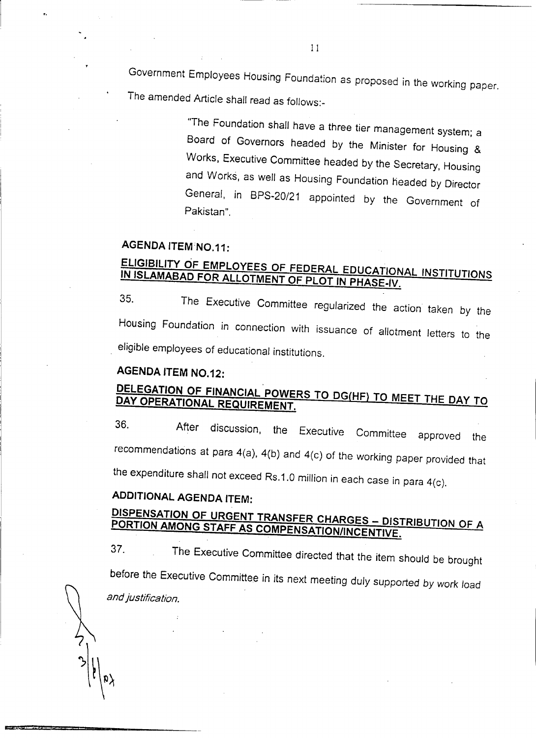Government Employees Housing Foundation as proposed in the working paper. The amended Article shall read as follows:-

> "The Foundation shall have a three tier management system; a Board of Governors headed by the Minister for Housing & Works, Executive Committee headed by the Secretary, Housing and Works, as well as Housing Foundation headed by Director General, in BPS-20/21 appointed by the Government of Pakistan".

**AGENDA ITEM NO.11:**

**ELIGIBILITY OF EMPLOYEES OF FEDERAL EDUCATIONAL INSTITUTIONS IN ISLAMABAD FOR ALLOTMENT OF PLOT IN PHASE-IV.**

35. The Executive Committee regularized the action taken by the Housing Foundation in connection with issuance of allotment letters to the eligible employees of educational institutions.

**AGENDA ITEM NO.12:**

**DELEGATION OF FINANCIAL POWERS TO DG(HF) TO MEET THE DAY TO DAY OPERATIONAL REQUIREMENT.**

36. After discussion, the Executive Committee approved the recommendations at para 4(a), 4(b) and 4(c) of the working paper provided that the expenditure shall not exceed Rs.1.0 million in each case in para 4(c).

**ADDITIONAL AGENDA ITEM:**

**DISPENSATION OF URGENT TRANSFER CHARGES – DISTRIBUTION OF A PORTION AMONG STAFF AS COMPENSATION/INCENTIVE.**

37. The Executive Committee directed that the item should be brought before the Executive Committee in its next meeting duly supported by work load and justification.

3/1/07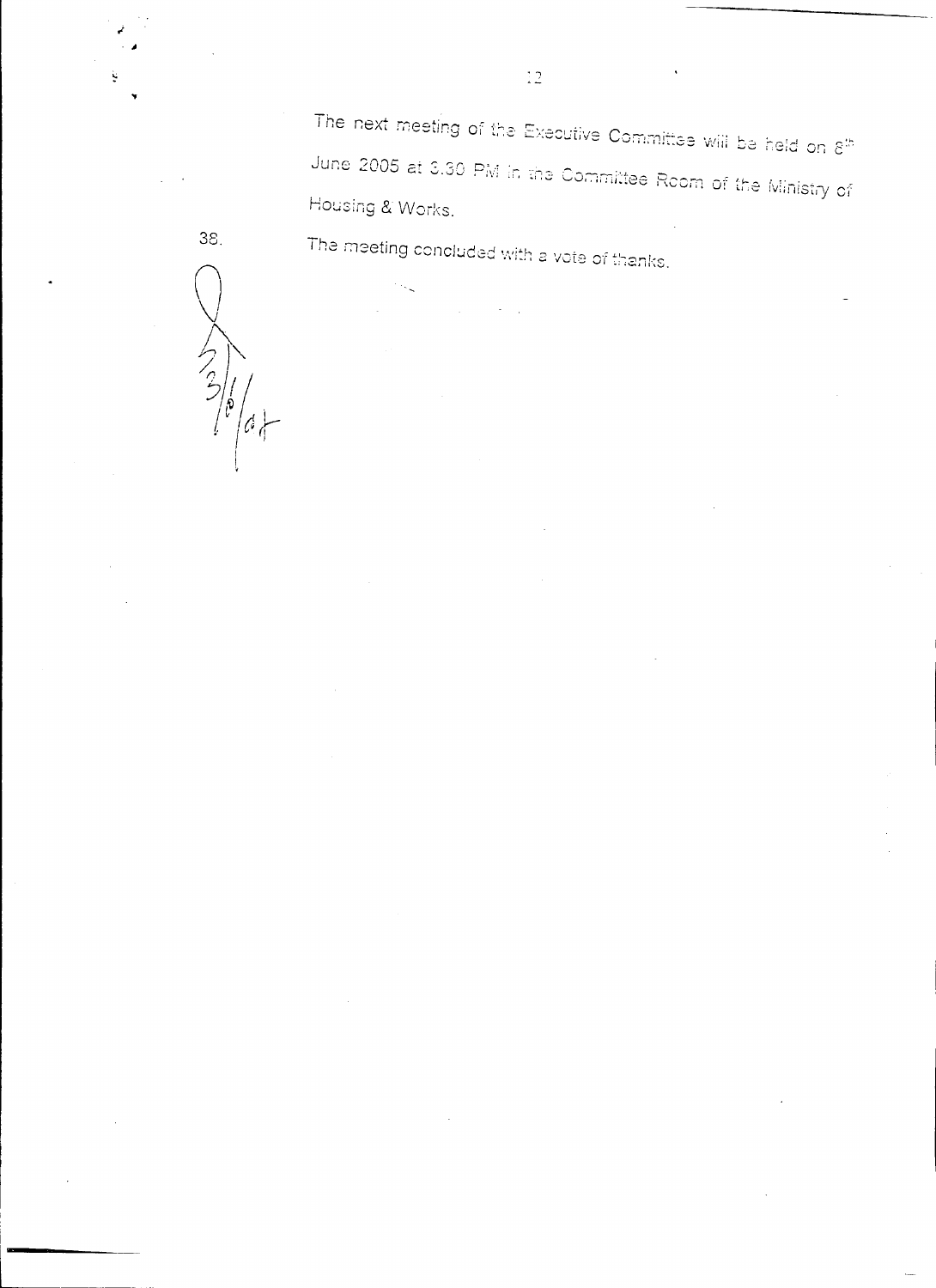The next meeting of the Executive Committee will be held on 8th June 2005 at 3.30 PM in the Committee Room of the Ministry of Housing & Works.

38. The meeting concluded with a vote of thanks.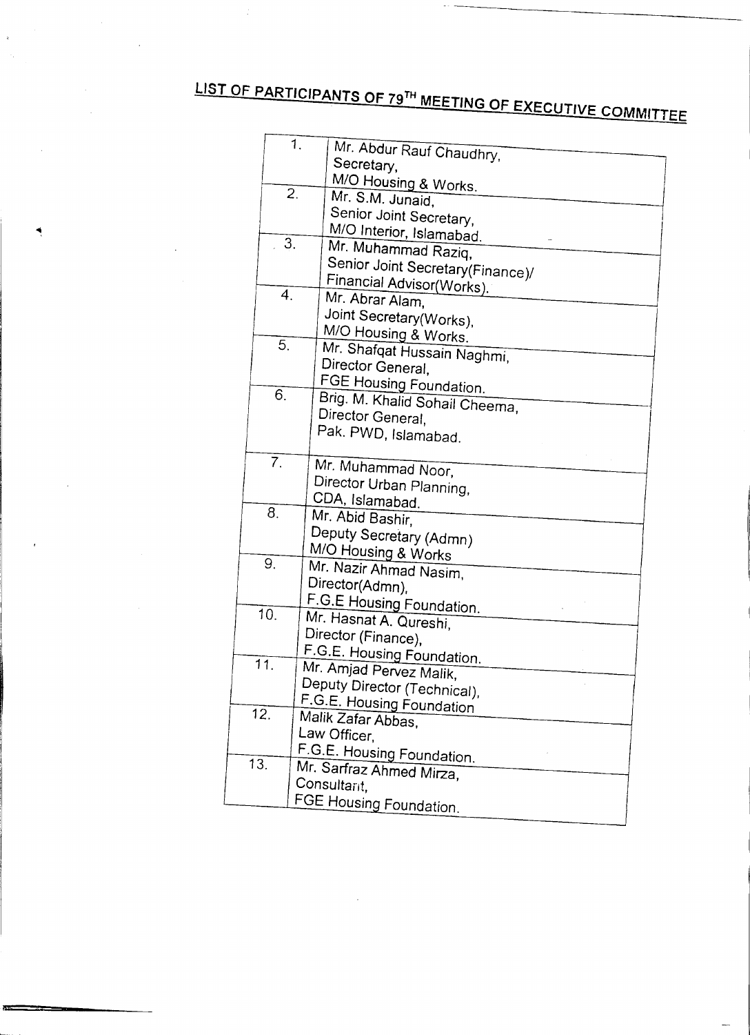## LIST OF PARTICIPANTS OF 79TH MEETING OF EXECUTIVE COMMITTEE

| | |
|---|---|
| 1. | Mr. Abdur Rauf Chaudhry, Secretary, M/O Housing & Works. |
| 2. | Mr. S.M. Junaid, Senior Joint Secretary, M/O Interior, Islamabad. |
| 3. | Mr. Muhammad Raziq, Senior Joint Secretary(Finance)/ Financial Advisor(Works). |
| 4. | Mr. Abrar Alam, Joint Secretary(Works), M/O Housing & Works. |
| 5. | Mr. Shafqat Hussain Naghmi, Director General, FGE Housing Foundation. |
| 6. | Brig. M. Khalid Sohail Cheema, Director General, Pak. PWD, Islamabad. |
| 7. | Mr. Muhammad Noor, Director Urban Planning, CDA, Islamabad. |
| 8. | Mr. Abid Bashir, Deputy Secretary (Admn) M/O Housing & Works |
| 9. | Mr. Nazir Ahmad Nasim, Director(Admn), F.G.E Housing Foundation. |
| 10. | Mr. Hasnat A. Qureshi, Director (Finance), F.G.E. Housing Foundation. |
| 11. | Mr. Amjad Pervez Malik, Deputy Director (Technical), F.G.E. Housing Foundation |
| 12. | Malik Zafar Abbas, Law Officer, F.G.E. Housing Foundation. |
| 13. | Mr. Sarfraz Ahmed Mirza, Consultant, FGE Housing Foundation. |